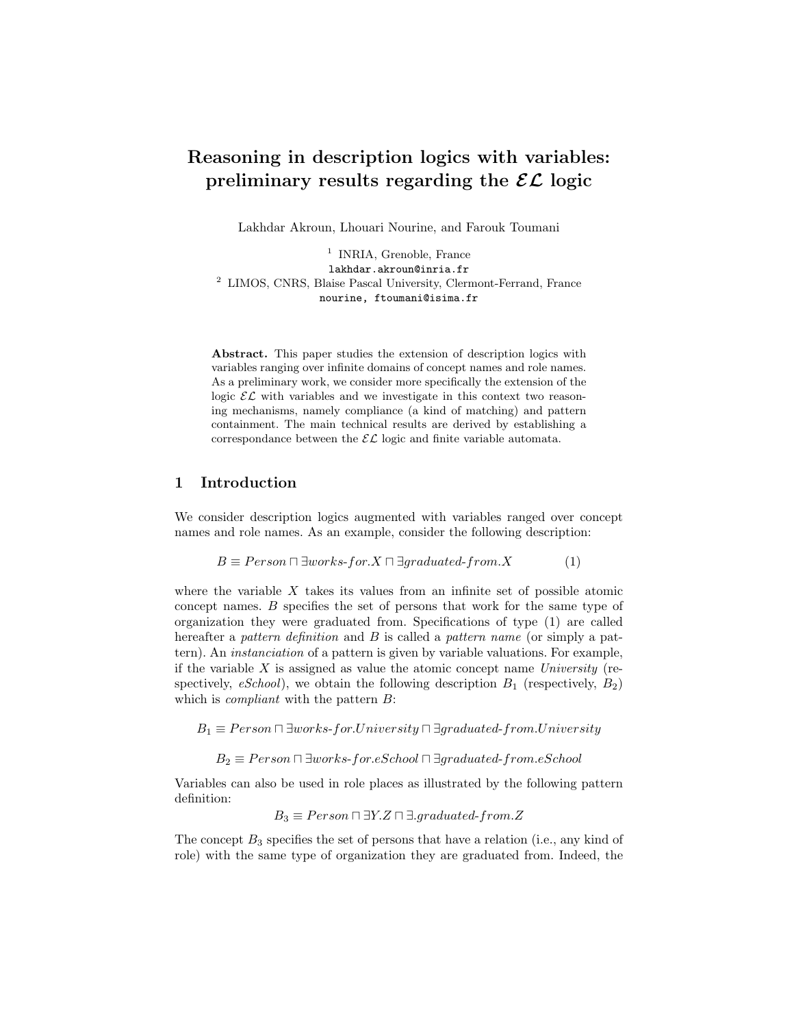# Reasoning in description logics with variables: preliminary results regarding the $\mathcal{EL}$ logic

Lakhdar Akroun, Lhouari Nourine, and Farouk Toumani

[1] INRIA, Grenoble, France
lakhdar.akroun@inria.fr
[2] LIMOS, CNRS, Blaise Pascal University, Clermont-Ferrand, France
nourine, ftoumani@isima.fr

**Abstract.** This paper studies the extension of description logics with variables ranging over infinite domains of concept names and role names. As a preliminary work, we consider more specifically the extension of the logic $\mathcal{EL}$ with variables and we investigate in this context two reasoning mechanisms, namely compliance (a kind of matching) and pattern containment. The main technical results are derived by establishing a correspondance between the $\mathcal{EL}$ logic and finite variable automata.

## 1 Introduction

We consider description logics augmented with variables ranged over concept names and role names. As an example, consider the following description:

$$B \equiv Person \sqcap \exists works\text{-}for.X \sqcap \exists graduated\text{-}from.X \qquad (1)$$

where the variable $X$ takes its values from an infinite set of possible atomic concept names. $B$ specifies the set of persons that work for the same type of organization they were graduated from. Specifications of type (1) are called hereafter a *pattern definition* and $B$ is called a *pattern name* (or simply a pattern). An *instanciation* of a pattern is given by variable valuations. For example, if the variable $X$ is assigned as value the atomic concept name *University* (respectively, *eSchool*), we obtain the following description $B_1$ (respectively, $B_2$) which is *compliant* with the pattern $B$:

$$B_1 \equiv Person \sqcap \exists works\text{-}for.University \sqcap \exists graduated\text{-}from.University$$

$$B_2 \equiv Person \sqcap \exists works\text{-}for.eSchool \sqcap \exists graduated\text{-}from.eSchool$$

Variables can also be used in role places as illustrated by the following pattern definition:

$$B_3 \equiv Person \sqcap \exists Y.Z \sqcap \exists.graduated\text{-}from.Z$$

The concept $B_3$ specifies the set of persons that have a relation (i.e., any kind of role) with the same type of organization they are graduated from. Indeed, the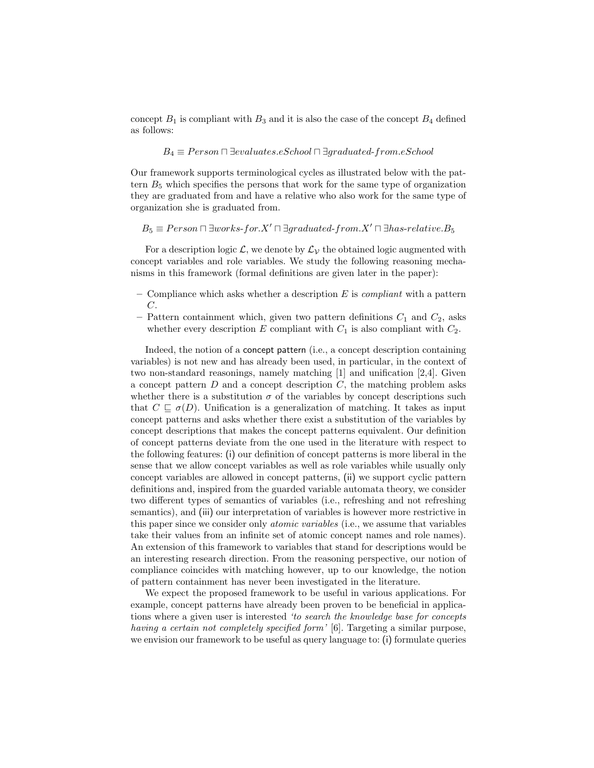concept $B_1$ is compliant with $B_3$ and it is also the case of the concept $B_4$ defined as follows:

$$B_4 \equiv Person \sqcap \exists evaluates.eSchool \sqcap \exists graduated\text{-}from.eSchool$$

Our framework supports terminological cycles as illustrated below with the pattern $B_5$ which specifies the persons that work for the same type of organization they are graduated from and have a relative who also work for the same type of organization she is graduated from.

$$B_5 \equiv Person \sqcap \exists works\text{-}for.X' \sqcap \exists graduated\text{-}from.X' \sqcap \exists has\text{-}relative.B_5$$

For a description logic $\mathcal{L}$, we denote by $\mathcal{L}_{\mathcal{V}}$ the obtained logic augmented with concept variables and role variables. We study the following reasoning mechanisms in this framework (formal definitions are given later in the paper):

- Compliance which asks whether a description $E$ is *compliant* with a pattern $C$.
- Pattern containment which, given two pattern definitions $C_1$ and $C_2$, asks whether every description $E$ compliant with $C_1$ is also compliant with $C_2$.

Indeed, the notion of a concept pattern (i.e., a concept description containing variables) is not new and has already been used, in particular, in the context of two non-standard reasonings, namely matching [1] and unification [2,4]. Given a concept pattern $D$ and a concept description $C$, the matching problem asks whether there is a substitution $\sigma$ of the variables by concept descriptions such that $C \sqsubseteq \sigma(D)$. Unification is a generalization of matching. It takes as input concept patterns and asks whether there exist a substitution of the variables by concept descriptions that makes the concept patterns equivalent. Our definition of concept patterns deviate from the one used in the literature with respect to the following features: (i) our definition of concept patterns is more liberal in the sense that we allow concept variables as well as role variables while usually only concept variables are allowed in concept patterns, (ii) we support cyclic pattern definitions and, inspired from the guarded variable automata theory, we consider two different types of semantics of variables (i.e., refreshing and not refreshing semantics), and (iii) our interpretation of variables is however more restrictive in this paper since we consider only *atomic variables* (i.e., we assume that variables take their values from an infinite set of atomic concept names and role names). An extension of this framework to variables that stand for descriptions would be an interesting research direction. From the reasoning perspective, our notion of compliance coincides with matching however, up to our knowledge, the notion of pattern containment has never been investigated in the literature.

We expect the proposed framework to be useful in various applications. For example, concept patterns have already been proven to be beneficial in applications where a given user is interested *'to search the knowledge base for concepts having a certain not completely specified form'* [6]. Targeting a similar purpose, we envision our framework to be useful as query language to: (i) formulate queries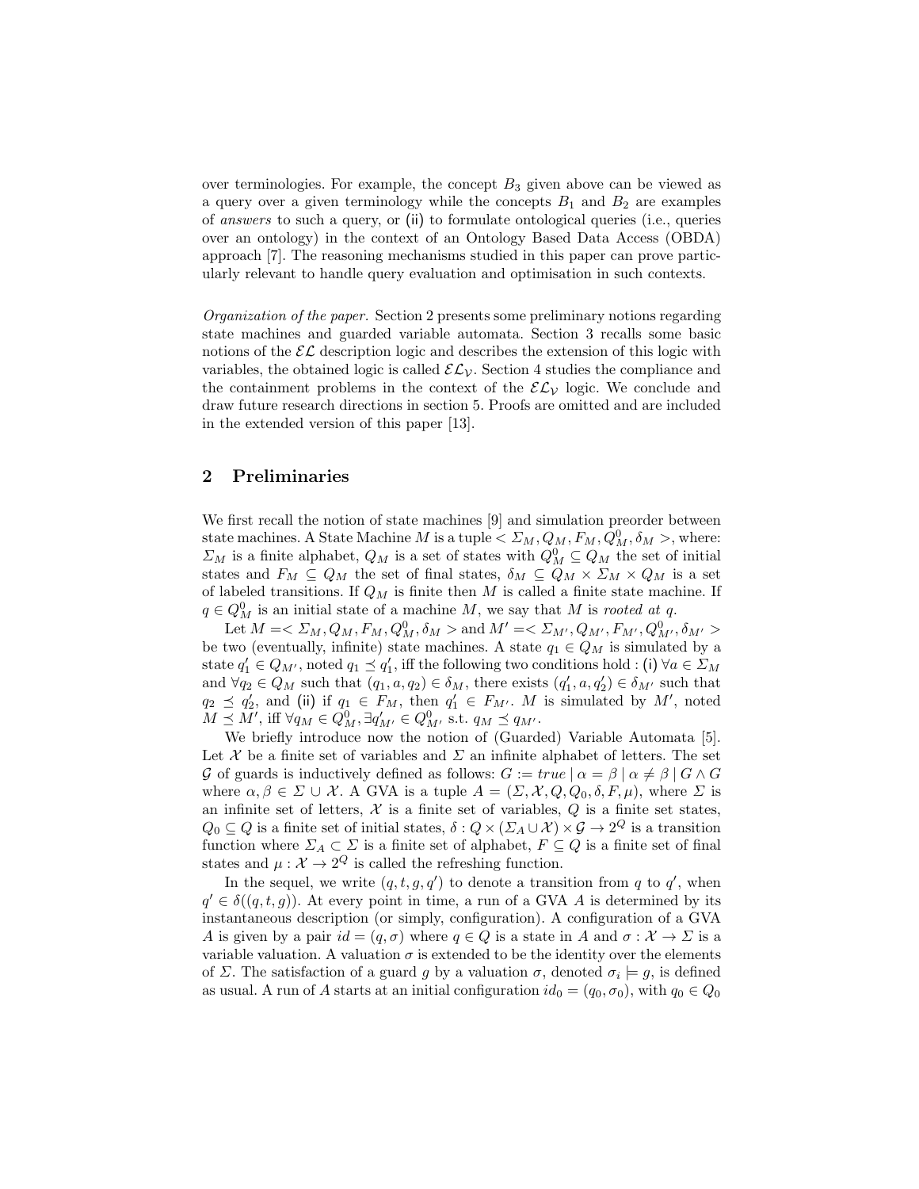over terminologies. For example, the concept $B_3$ given above can be viewed as a query over a given terminology while the concepts $B_1$ and $B_2$ are examples of *answers* to such a query, or (ii) to formulate ontological queries (i.e., queries over an ontology) in the context of an Ontology Based Data Access (OBDA) approach [7]. The reasoning mechanisms studied in this paper can prove particularly relevant to handle query evaluation and optimisation in such contexts.

*Organization of the paper.* Section 2 presents some preliminary notions regarding state machines and guarded variable automata. Section 3 recalls some basic notions of the $\mathcal{EL}$ description logic and describes the extension of this logic with variables, the obtained logic is called $\mathcal{EL}_{\mathcal{V}}$. Section 4 studies the compliance and the containment problems in the context of the $\mathcal{EL}_{\mathcal{V}}$ logic. We conclude and draw future research directions in section 5. Proofs are omitted and are included in the extended version of this paper [13].

## 2 Preliminaries

We first recall the notion of state machines [9] and simulation preorder between state machines. A State Machine $M$ is a tuple $< \Sigma_M, Q_M, F_M, Q_M^0, \delta_M >$, where: $\Sigma_M$ is a finite alphabet, $Q_M$ is a set of states with $Q_M^0 \subseteq Q_M$ the set of initial states and $F_M \subseteq Q_M$ the set of final states, $\delta_M \subseteq Q_M \times \Sigma_M \times Q_M$ is a set of labeled transitions. If $Q_M$ is finite then $M$ is called a finite state machine. If $q \in Q_M^0$ is an initial state of a machine $M$, we say that $M$ is *rooted at* $q$.

Let $M =< \Sigma_M, Q_M, F_M, Q_M^0, \delta_M >$ and $M' =< \Sigma_{M'}, Q_{M'}, F_{M'}, Q_{M'}^0, \delta_{M'} >$ be two (eventually, infinite) state machines. A state $q_1 \in Q_M$ is simulated by a state $q_1' \in Q_{M'}$, noted $q_1 \preceq q_1'$, iff the following two conditions hold : (i) $\forall a \in \Sigma_M$ and $\forall q_2 \in Q_M$ such that $(q_1, a, q_2) \in \delta_M$, there exists $(q_1', a, q_2') \in \delta_{M'}$ such that $q_2 \preceq q_2'$, and (ii) if $q_1 \in F_M$, then $q_1' \in F_{M'}$. $M$ is simulated by $M'$, noted $M \preceq M'$, iff $\forall q_M \in Q_M^0, \exists q_{M'}' \in Q_{M'}^0$ s.t. $q_M \preceq q_{M'}$.

We briefly introduce now the notion of (Guarded) Variable Automata [5]. Let $\mathcal{X}$ be a finite set of variables and $\Sigma$ an infinite alphabet of letters. The set $\mathcal{G}$ of guards is inductively defined as follows: $G := true \mid \alpha = \beta \mid \alpha \neq \beta \mid G \wedge G$ where $\alpha, \beta \in \Sigma \cup \mathcal{X}$. A GVA is a tuple $A = (\Sigma, \mathcal{X}, Q, Q_0, \delta, F, \mu)$, where $\Sigma$ is an infinite set of letters, $\mathcal{X}$ is a finite set of variables, $Q$ is a finite set states, $Q_0 \subseteq Q$ is a finite set of initial states, $\delta : Q \times (\Sigma_A \cup \mathcal{X}) \times \mathcal{G} \to 2^Q$ is a transition function where $\Sigma_A \subset \Sigma$ is a finite set of alphabet, $F \subseteq Q$ is a finite set of final states and $\mu : \mathcal{X} \to 2^Q$ is called the refreshing function.

In the sequel, we write $(q, t, g, q')$ to denote a transition from $q$ to $q'$, when $q' \in \delta((q, t, g))$. At every point in time, a run of a GVA $A$ is determined by its instantaneous description (or simply, configuration). A configuration of a GVA $A$ is given by a pair $id = (q, \sigma)$ where $q \in Q$ is a state in $A$ and $\sigma : \mathcal{X} \to \Sigma$ is a variable valuation. A valuation $\sigma$ is extended to be the identity over the elements of $\Sigma$. The satisfaction of a guard $g$ by a valuation $\sigma$, denoted $\sigma_i \models g$, is defined as usual. A run of $A$ starts at an initial configuration $id_0 = (q_0, \sigma_0)$, with $q_0 \in Q_0$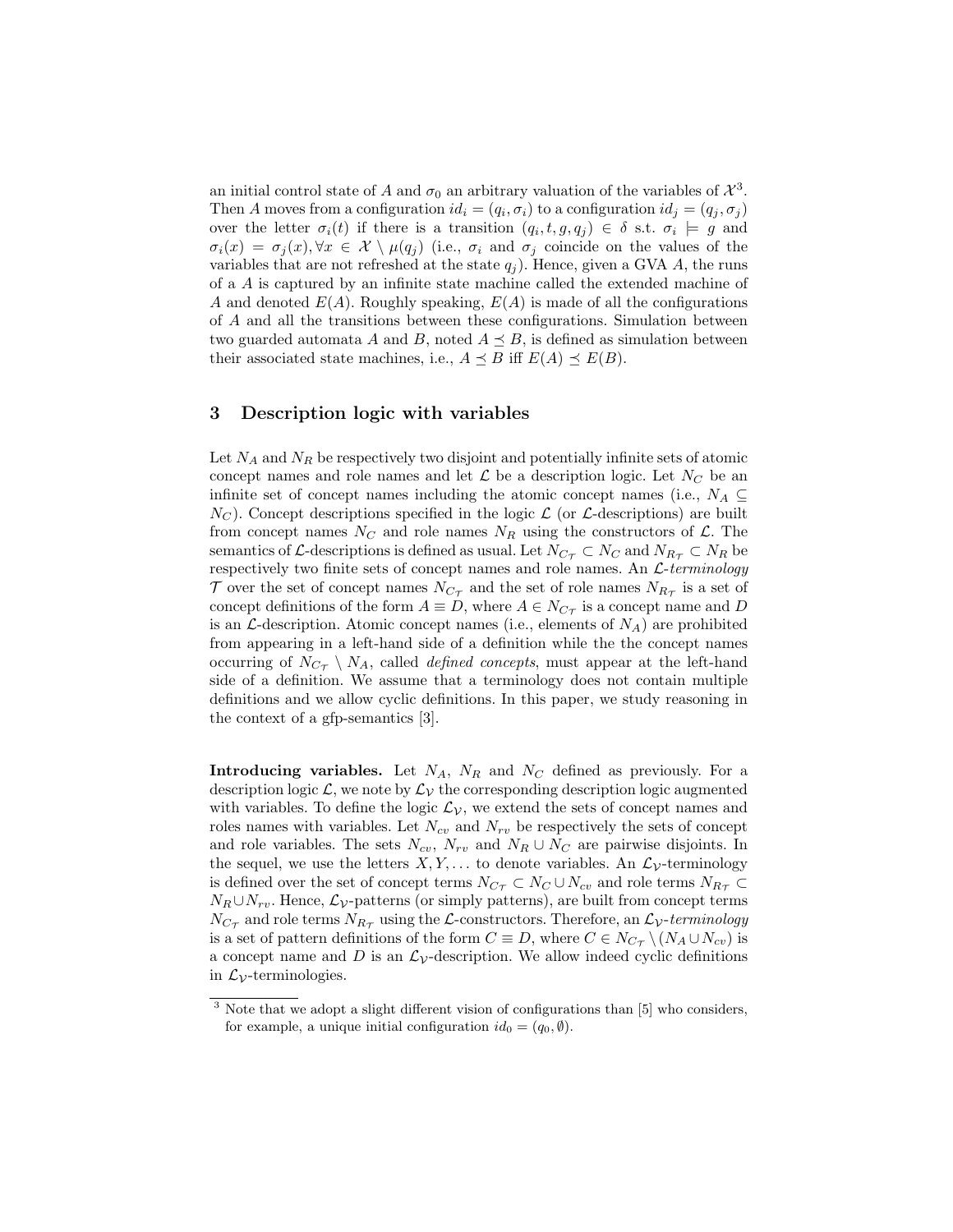an initial control state of $A$ and $\sigma_0$ an arbitrary valuation of the variables of $\mathcal{X}$[3]. Then $A$ moves from a configuration $id_i = (q_i, \sigma_i)$ to a configuration $id_j = (q_j, \sigma_j)$ over the letter $\sigma_i(t)$ if there is a transition $(q_i, t, g, q_j) \in \delta$ s.t. $\sigma_i \models g$ and $\sigma_i(x) = \sigma_j(x), \forall x \in \mathcal{X} \setminus \mu(q_j)$ (i.e., $\sigma_i$ and $\sigma_j$ coincide on the values of the variables that are not refreshed at the state $q_j$). Hence, given a GVA $A$, the runs of a $A$ is captured by an infinite state machine called the extended machine of $A$ and denoted $E(A)$. Roughly speaking, $E(A)$ is made of all the configurations of $A$ and all the transitions between these configurations. Simulation between two guarded automata $A$ and $B$, noted $A \preceq B$, is defined as simulation between their associated state machines, i.e., $A \preceq B$ iff $E(A) \preceq E(B)$.

## 3 Description logic with variables

Let $N_A$ and $N_R$ be respectively two disjoint and potentially infinite sets of atomic concept names and role names and let $\mathcal{L}$ be a description logic. Let $N_C$ be an infinite set of concept names including the atomic concept names (i.e., $N_A \subseteq N_C$). Concept descriptions specified in the logic $\mathcal{L}$ (or $\mathcal{L}$-descriptions) are built from concept names $N_C$ and role names $N_R$ using the constructors of $\mathcal{L}$. The semantics of $\mathcal{L}$-descriptions is defined as usual. Let $N_{C_\mathcal{T}} \subset N_C$ and $N_{R_\mathcal{T}} \subset N_R$ be respectively two finite sets of concept names and role names. An *$\mathcal{L}$-terminology* $\mathcal{T}$ over the set of concept names $N_{C_\mathcal{T}}$ and the set of role names $N_{R_\mathcal{T}}$ is a set of concept definitions of the form $A \equiv D$, where $A \in N_{C_\mathcal{T}}$ is a concept name and $D$ is an $\mathcal{L}$-description. Atomic concept names (i.e., elements of $N_A$) are prohibited from appearing in a left-hand side of a definition while the the concept names occurring of $N_{C_\mathcal{T}} \setminus N_A$, called *defined concepts*, must appear at the left-hand side of a definition. We assume that a terminology does not contain multiple definitions and we allow cyclic definitions. In this paper, we study reasoning in the context of a gfp-semantics [3].

**Introducing variables.** Let $N_A$, $N_R$ and $N_C$ defined as previously. For a description logic $\mathcal{L}$, we note by $\mathcal{L}_\mathcal{V}$ the corresponding description logic augmented with variables. To define the logic $\mathcal{L}_\mathcal{V}$, we extend the sets of concept names and roles names with variables. Let $N_{cv}$ and $N_{rv}$ be respectively the sets of concept and role variables. The sets $N_{cv}$, $N_{rv}$ and $N_R \cup N_C$ are pairwise disjoints. In the sequel, we use the letters $X, Y, \ldots$ to denote variables. An $\mathcal{L}_\mathcal{V}$-terminology is defined over the set of concept terms $N_{C_\mathcal{T}} \subset N_C \cup N_{cv}$ and role terms $N_{R_\mathcal{T}} \subset N_R \cup N_{rv}$. Hence, $\mathcal{L}_\mathcal{V}$-patterns (or simply patterns), are built from concept terms $N_{C_\mathcal{T}}$ and role terms $N_{R_\mathcal{T}}$ using the $\mathcal{L}$-constructors. Therefore, an *$\mathcal{L}_\mathcal{V}$-terminology* is a set of pattern definitions of the form $C \equiv D$, where $C \in N_{C_\mathcal{T}} \setminus (N_A \cup N_{cv})$ is a concept name and $D$ is an $\mathcal{L}_\mathcal{V}$-description. We allow indeed cyclic definitions in $\mathcal{L}_\mathcal{V}$-terminologies.

[3] Note that we adopt a slight different vision of configurations than [5] who considers, for example, a unique initial configuration $id_0 = (q_0, \emptyset)$.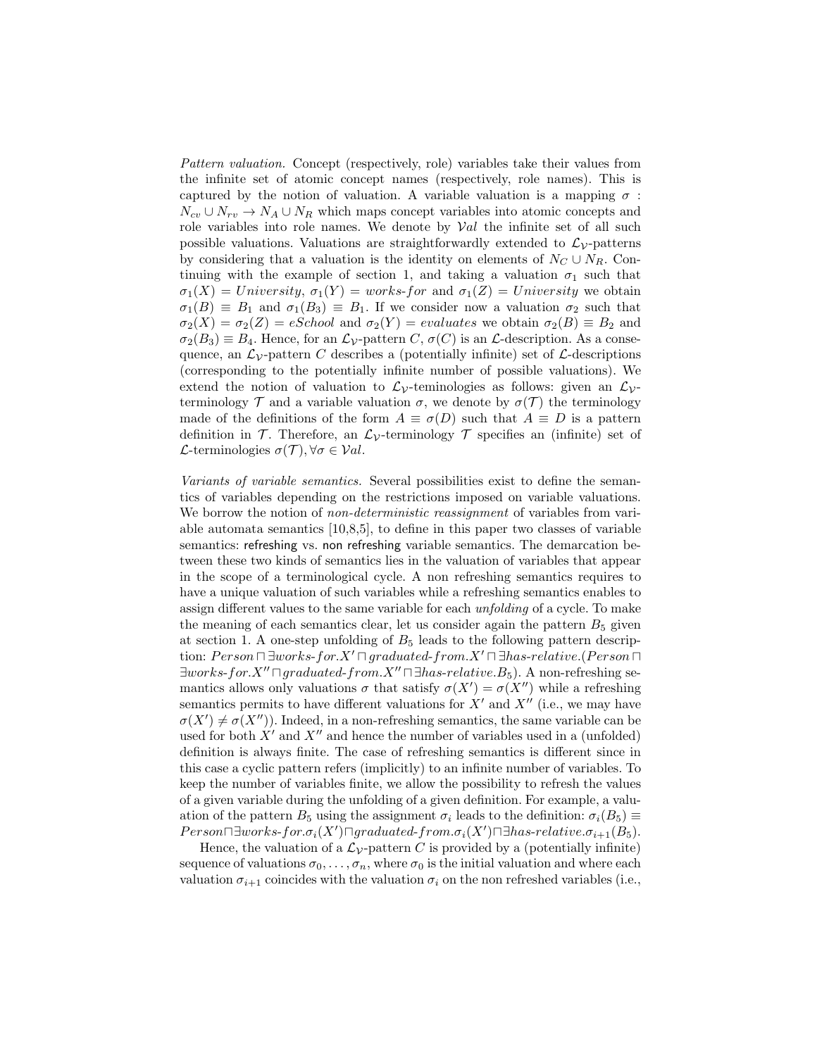*Pattern valuation.* Concept (respectively, role) variables take their values from the infinite set of atomic concept names (respectively, role names). This is captured by the notion of valuation. A variable valuation is a mapping $\sigma : N_{cv} \cup N_{rv} \to N_A \cup N_R$ which maps concept variables into atomic concepts and role variables into role names. We denote by $\mathcal{V}al$ the infinite set of all such possible valuations. Valuations are straightforwardly extended to $\mathcal{L}_\mathcal{V}$-patterns by considering that a valuation is the identity on elements of $N_C \cup N_R$. Continuing with the example of section 1, and taking a valuation $\sigma_1$ such that $\sigma_1(X) = University$, $\sigma_1(Y) = works\text{-}for$ and $\sigma_1(Z) = University$ we obtain $\sigma_1(B) \equiv B_1$ and $\sigma_1(B_3) \equiv B_1$. If we consider now a valuation $\sigma_2$ such that $\sigma_2(X) = \sigma_2(Z) = eSchool$ and $\sigma_2(Y) = evaluates$ we obtain $\sigma_2(B) \equiv B_2$ and $\sigma_2(B_3) \equiv B_4$. Hence, for an $\mathcal{L}_\mathcal{V}$-pattern $C$, $\sigma(C)$ is an $\mathcal{L}$-description. As a consequence, an $\mathcal{L}_\mathcal{V}$-pattern $C$ describes a (potentially infinite) set of $\mathcal{L}$-descriptions (corresponding to the potentially infinite number of possible valuations). We extend the notion of valuation to $\mathcal{L}_\mathcal{V}$-teminologies as follows: given an $\mathcal{L}_\mathcal{V}$-terminology $\mathcal{T}$ and a variable valuation $\sigma$, we denote by $\sigma(\mathcal{T})$ the terminology made of the definitions of the form $A \equiv \sigma(D)$ such that $A \equiv D$ is a pattern definition in $\mathcal{T}$. Therefore, an $\mathcal{L}_\mathcal{V}$-terminology $\mathcal{T}$ specifies an (infinite) set of $\mathcal{L}$-terminologies $\sigma(\mathcal{T}), \forall \sigma \in \mathcal{V}al$.

*Variants of variable semantics.* Several possibilities exist to define the semantics of variables depending on the restrictions imposed on variable valuations. We borrow the notion of *non-deterministic reassignment* of variables from variable automata semantics [10,8,5], to define in this paper two classes of variable semantics: refreshing vs. non refreshing variable semantics. The demarcation between these two kinds of semantics lies in the valuation of variables that appear in the scope of a terminological cycle. A non refreshing semantics requires to have a unique valuation of such variables while a refreshing semantics enables to assign different values to the same variable for each *unfolding* of a cycle. To make the meaning of each semantics clear, let us consider again the pattern $B_5$ given at section 1. A one-step unfolding of $B_5$ leads to the following pattern description: $Person \sqcap \exists works\text{-}for.X' \sqcap graduated\text{-}from.X' \sqcap \exists has\text{-}relative.(Person \sqcap \exists works\text{-}for.X'' \sqcap graduated\text{-}from.X'' \sqcap \exists has\text{-}relative.B_5)$. A non-refreshing semantics allows only valuations $\sigma$ that satisfy $\sigma(X') = \sigma(X'')$ while a refreshing semantics permits to have different valuations for $X'$ and $X''$ (i.e., we may have $\sigma(X') \neq \sigma(X'')$). Indeed, in a non-refreshing semantics, the same variable can be used for both $X'$ and $X''$ and hence the number of variables used in a (unfolded) definition is always finite. The case of refreshing semantics is different since in this case a cyclic pattern refers (implicitly) to an infinite number of variables. To keep the number of variables finite, we allow the possibility to refresh the values of a given variable during the unfolding of a given definition. For example, a valuation of the pattern $B_5$ using the assignment $\sigma_i$ leads to the definition: $\sigma_i(B_5) \equiv Person \sqcap \exists works\text{-}for.\sigma_i(X') \sqcap graduated\text{-}from.\sigma_i(X') \sqcap \exists has\text{-}relative.\sigma_{i+1}(B_5)$.

Hence, the valuation of a $\mathcal{L}_\mathcal{V}$-pattern $C$ is provided by a (potentially infinite) sequence of valuations $\sigma_0, \ldots, \sigma_n$, where $\sigma_0$ is the initial valuation and where each valuation $\sigma_{i+1}$ coincides with the valuation $\sigma_i$ on the non refreshed variables (i.e.,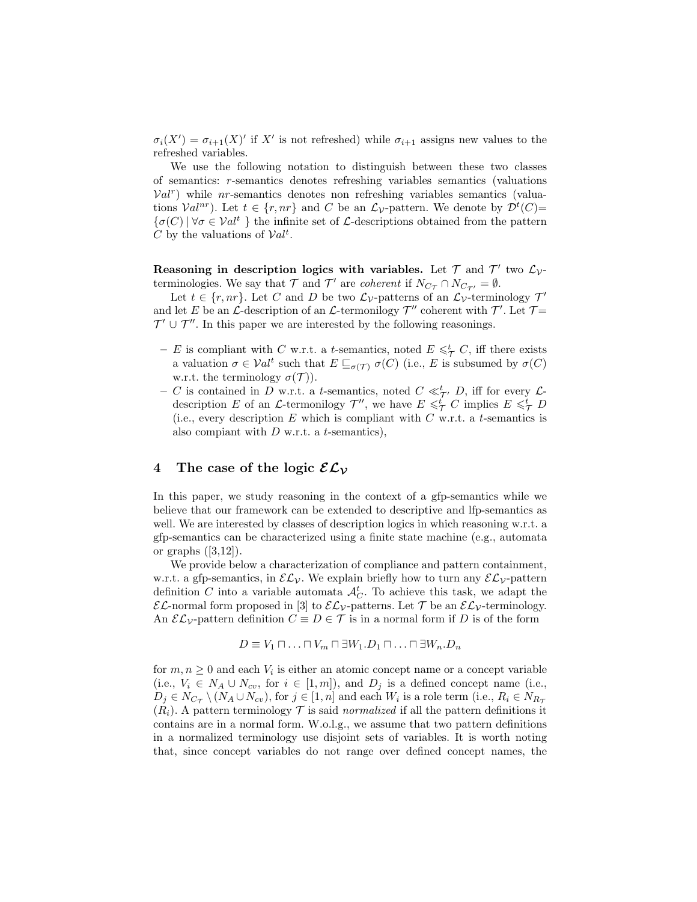$\sigma_i(X') = \sigma_{i+1}(X)'$ if $X'$ is not refreshed) while $\sigma_{i+1}$ assigns new values to the refreshed variables.

We use the following notation to distinguish between these two classes of semantics: $r$-semantics denotes refreshing variables semantics (valuations $\mathcal{V}al^r$) while $nr$-semantics denotes non refreshing variables semantics (valuations $\mathcal{V}al^{nr}$). Let $t \in \{r, nr\}$ and $C$ be an $\mathcal{L}_\mathcal{V}$-pattern. We denote by $\mathcal{D}^t(C) = \{\sigma(C) \mid \forall \sigma \in \mathcal{V}al^t\}$ the infinite set of $\mathcal{L}$-descriptions obtained from the pattern $C$ by the valuations of $\mathcal{V}al^t$.

**Reasoning in description logics with variables.** Let $\mathcal{T}$ and $\mathcal{T}'$ two $\mathcal{L}_\mathcal{V}$-terminologies. We say that $\mathcal{T}$ and $\mathcal{T}'$ are *coherent* if $N_{C_\mathcal{T}} \cap N_{C_{\mathcal{T}'}} = \emptyset$.

Let $t \in \{r, nr\}$. Let $C$ and $D$ be two $\mathcal{L}_\mathcal{V}$-patterns of an $\mathcal{L}_\mathcal{V}$-terminology $\mathcal{T}'$ and let $E$ be an $\mathcal{L}$-description of an $\mathcal{L}$-termonilogy $\mathcal{T}''$ coherent with $\mathcal{T}'$. Let $\mathcal{T} = \mathcal{T}' \cup \mathcal{T}''$. In this paper we are interested by the following reasonings.

- $E$ is compliant with $C$ w.r.t. a $t$-semantics, noted $E \leqslant^t_\mathcal{T} C$, iff there exists a valuation $\sigma \in \mathcal{V}al^t$ such that $E \sqsubseteq_{\sigma(\mathcal{T})} \sigma(C)$ (i.e., $E$ is subsumed by $\sigma(C)$ w.r.t. the terminology $\sigma(\mathcal{T})$).
- $C$ is contained in $D$ w.r.t. a $t$-semantics, noted $C \ll^t_{\mathcal{T}'} D$, iff for every $\mathcal{L}$-description $E$ of an $\mathcal{L}$-termonilogy $\mathcal{T}''$, we have $E \leqslant^t_\mathcal{T} C$ implies $E \leqslant^t_\mathcal{T} D$ (i.e., every description $E$ which is compliant with $C$ w.r.t. a $t$-semantics is also compiant with $D$ w.r.t. a $t$-semantics),

## 4 The case of the logic $\mathcal{EL}_\mathcal{V}$

In this paper, we study reasoning in the context of a gfp-semantics while we believe that our framework can be extended to descriptive and lfp-semantics as well. We are interested by classes of description logics in which reasoning w.r.t. a gfp-semantics can be characterized using a finite state machine (e.g., automata or graphs ([3,12]).

We provide below a characterization of compliance and pattern containment, w.r.t. a gfp-semantics, in $\mathcal{EL}_\mathcal{V}$. We explain briefly how to turn any $\mathcal{EL}_\mathcal{V}$-pattern definition $C$ into a variable automata $\mathcal{A}^t_C$. To achieve this task, we adapt the $\mathcal{EL}$-normal form proposed in [3] to $\mathcal{EL}_\mathcal{V}$-patterns. Let $\mathcal{T}$ be an $\mathcal{EL}_\mathcal{V}$-terminology. An $\mathcal{EL}_\mathcal{V}$-pattern definition $C \equiv D \in \mathcal{T}$ is in a normal form if $D$ is of the form

$$D \equiv V_1 \sqcap \ldots \sqcap V_m \sqcap \exists W_1.D_1 \sqcap \ldots \sqcap \exists W_n.D_n$$

for $m, n \geq 0$ and each $V_i$ is either an atomic concept name or a concept variable (i.e., $V_i \in N_A \cup N_{cv}$, for $i \in [1, m]$), and $D_j$ is a defined concept name (i.e., $D_j \in N_{C_\mathcal{T}} \setminus (N_A \cup N_{cv})$, for $j \in [1, n]$ and each $W_i$ is a role term (i.e., $R_i \in N_{R_\mathcal{T}}$ ($R_i$). A pattern terminology $\mathcal{T}$ is said *normalized* if all the pattern definitions it contains are in a normal form. W.o.l.g., we assume that two pattern definitions in a normalized terminology use disjoint sets of variables. It is worth noting that, since concept variables do not range over defined concept names, the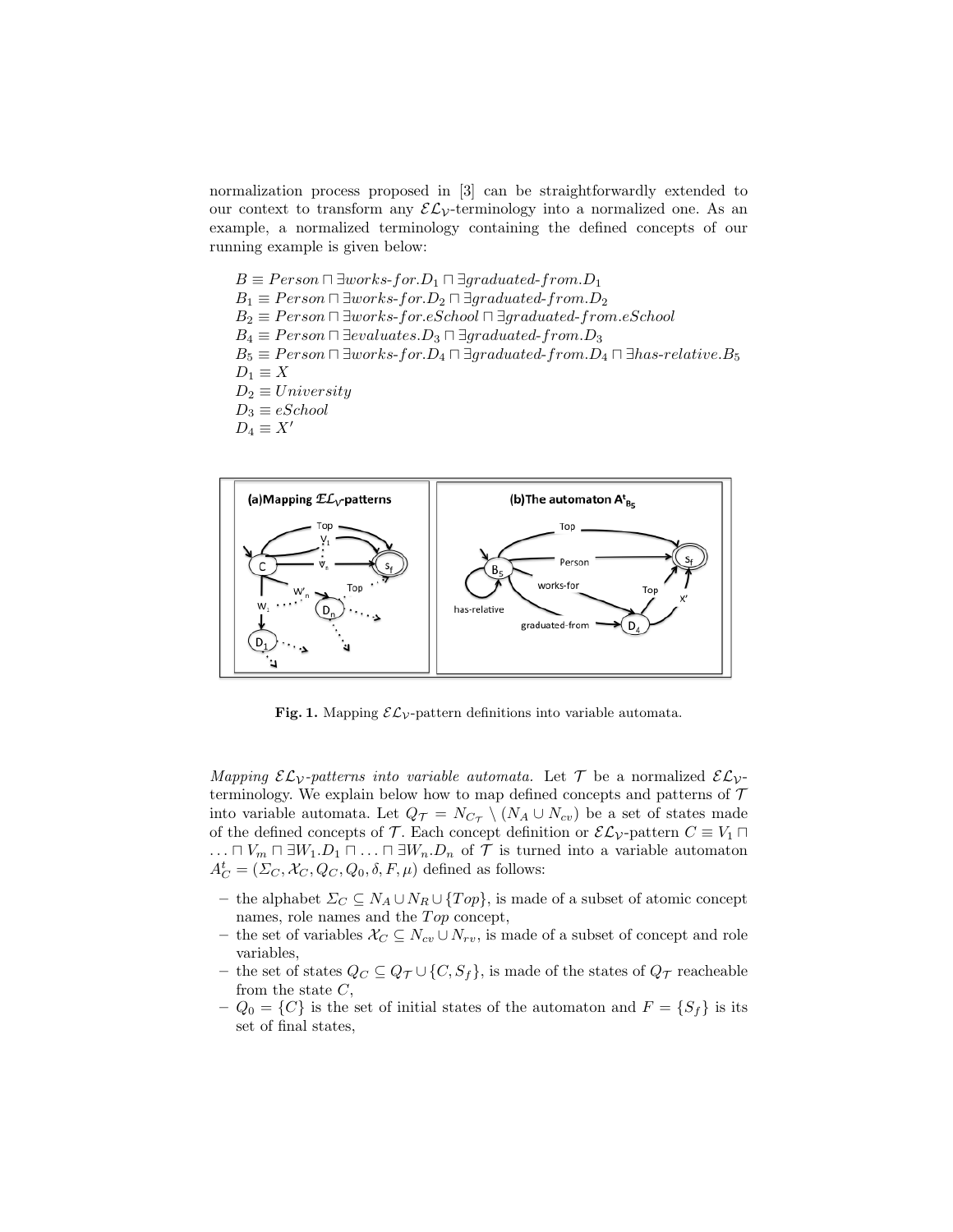normalization process proposed in [3] can be straightforwardly extended to our context to transform any $\mathcal{EL}_\mathcal{V}$-terminology into a normalized one. As an example, a normalized terminology containing the defined concepts of our running example is given below:

$B \equiv Person \sqcap \exists works\text{-}for.D_1 \sqcap \exists graduated\text{-}from.D_1$
$B_1 \equiv Person \sqcap \exists works\text{-}for.D_2 \sqcap \exists graduated\text{-}from.D_2$
$B_2 \equiv Person \sqcap \exists works\text{-}for.eSchool \sqcap \exists graduated\text{-}from.eSchool$
$B_4 \equiv Person \sqcap \exists evaluates.D_3 \sqcap \exists graduated\text{-}from.D_3$
$B_5 \equiv Person \sqcap \exists works\text{-}for.D_4 \sqcap \exists graduated\text{-}from.D_4 \sqcap \exists has\text{-}relative.B_5$
$D_1 \equiv X$
$D_2 \equiv University$
$D_3 \equiv eSchool$
$D_4 \equiv X'$

**Fig. 1.** Mapping $\mathcal{EL}_\mathcal{V}$-pattern definitions into variable automata.

*Mapping $\mathcal{EL}_\mathcal{V}$-patterns into variable automata.* Let $\mathcal{T}$ be a normalized $\mathcal{EL}_\mathcal{V}$-terminology. We explain below how to map defined concepts and patterns of $\mathcal{T}$ into variable automata. Let $Q_\mathcal{T} = N_{C_\mathcal{T}} \setminus (N_A \cup N_{cv})$ be a set of states made of the defined concepts of $\mathcal{T}$. Each concept definition or $\mathcal{EL}_\mathcal{V}$-pattern $C \equiv V_1 \sqcap \ldots \sqcap V_m \sqcap \exists W_1.D_1 \sqcap \ldots \sqcap \exists W_n.D_n$ of $\mathcal{T}$ is turned into a variable automaton $A^t_C = (\Sigma_C, \mathcal{X}_C, Q_C, Q_0, \delta, F, \mu)$ defined as follows:

- the alphabet $\Sigma_C \subseteq N_A \cup N_R \cup \{Top\}$, is made of a subset of atomic concept names, role names and the $Top$ concept,
- the set of variables $\mathcal{X}_C \subseteq N_{cv} \cup N_{rv}$, is made of a subset of concept and role variables,
- the set of states $Q_C \subseteq Q_\mathcal{T} \cup \{C, S_f\}$, is made of the states of $Q_\mathcal{T}$ reacheable from the state $C$,
- $Q_0 = \{C\}$ is the set of initial states of the automaton and $F = \{S_f\}$ is its set of final states,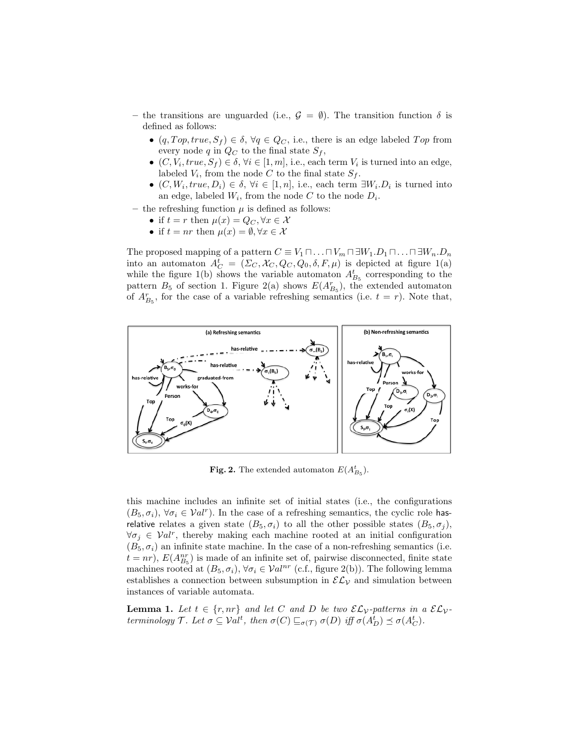– the transitions are unguarded (i.e., $\mathcal{G} = \emptyset$). The transition function $\delta$ is defined as follows:
  - $(q, Top, true, S_f) \in \delta$, $\forall q \in Q_C$, i.e., there is an edge labeled $Top$ from every node $q$ in $Q_C$ to the final state $S_f$,
  - $(C, V_i, true, S_f) \in \delta$, $\forall i \in [1, m]$, i.e., each term $V_i$ is turned into an edge, labeled $V_i$, from the node $C$ to the final state $S_f$.
  - $(C, W_i, true, D_i) \in \delta$, $\forall i \in [1, n]$, i.e., each term $\exists W_i.D_i$ is turned into an edge, labeled $W_i$, from the node $C$ to the node $D_i$.

– the refreshing function $\mu$ is defined as follows:
  - if $t = r$ then $\mu(x) = Q_C, \forall x \in \mathcal{X}$
  - if $t = nr$ then $\mu(x) = \emptyset, \forall x \in \mathcal{X}$

The proposed mapping of a pattern $C \equiv V_1 \sqcap \ldots \sqcap V_m \sqcap \exists W_1.D_1 \sqcap \ldots \sqcap \exists W_n.D_n$ into an automaton $A^t_C = (\Sigma_C, \mathcal{X}_C, Q_C, Q_0, \delta, F, \mu)$ is depicted at figure 1(a) while the figure 1(b) shows the variable automaton $A^t_{B_5}$ corresponding to the pattern $B_5$ of section 1. Figure 2(a) shows $E(A^r_{B_5})$, the extended automaton of $A^r_{B_5}$, for the case of a variable refreshing semantics (i.e. $t = r$). Note that,

**Fig. 2.** The extended automaton $E(A^t_{B_5})$.

this machine includes an infinite set of initial states (i.e., the configurations $(B_5, \sigma_i)$, $\forall \sigma_i \in \mathcal{V}al^r$). In the case of a refreshing semantics, the cyclic role has-relative relates a given state $(B_5, \sigma_i)$ to all the other possible states $(B_5, \sigma_j)$, $\forall \sigma_j \in \mathcal{V}al^r$, thereby making each machine rooted at an initial configuration $(B_5, \sigma_i)$ an infinite state machine. In the case of a non-refreshing semantics (i.e. $t = nr$), $E(A^{nr}_{B_5})$ is made of an infinite set of, pairwise disconnected, finite state machines rooted at $(B_5, \sigma_i)$, $\forall \sigma_i \in \mathcal{V}al^{nr}$ (c.f., figure 2(b)). The following lemma establishes a connection between subsumption in $\mathcal{EL}_{\mathcal{V}}$ and simulation between instances of variable automata.

**Lemma 1.** *Let $t \in \{r, nr\}$ and let $C$ and $D$ be two $\mathcal{EL}_{\mathcal{V}}$-patterns in a $\mathcal{EL}_{\mathcal{V}}$-terminology $\mathcal{T}$. Let $\sigma \subseteq \mathcal{V}al^t$, then $\sigma(C) \sqsubseteq_{\sigma(\mathcal{T})} \sigma(D)$ iff $\sigma(A^t_D) \preceq \sigma(A^t_C)$.*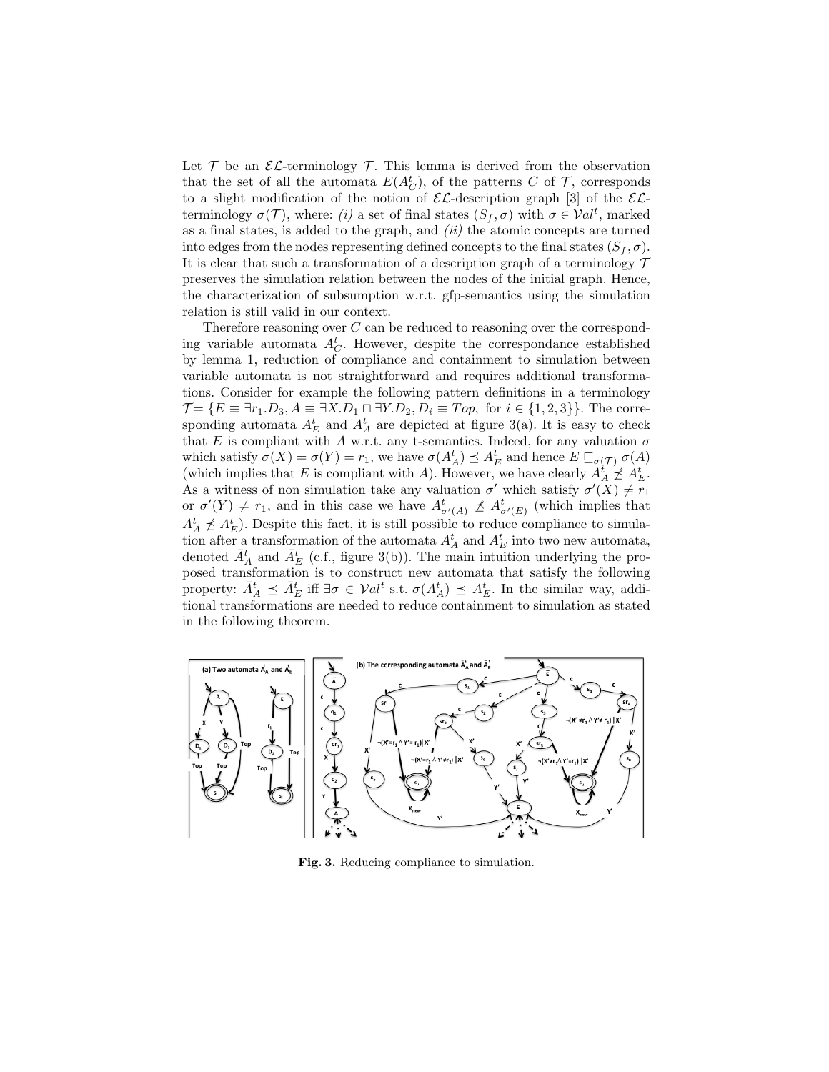Let $\mathcal{T}$ be an $\mathcal{EL}$-terminology $\mathcal{T}$. This lemma is derived from the observation that the set of all the automata $E(A^t_C)$, of the patterns $C$ of $\mathcal{T}$, corresponds to a slight modification of the notion of $\mathcal{EL}$-description graph [3] of the $\mathcal{EL}$-terminology $\sigma(\mathcal{T})$, where: *(i)* a set of final states $(S_f, \sigma)$ with $\sigma \in \mathcal{V}al^t$, marked as a final states, is added to the graph, and *(ii)* the atomic concepts are turned into edges from the nodes representing defined concepts to the final states $(S_f, \sigma)$. It is clear that such a transformation of a description graph of a terminology $\mathcal{T}$ preserves the simulation relation between the nodes of the initial graph. Hence, the characterization of subsumption w.r.t. gfp-semantics using the simulation relation is still valid in our context.

Therefore reasoning over $C$ can be reduced to reasoning over the corresponding variable automata $A^t_C$. However, despite the correspondance established by lemma 1, reduction of compliance and containment to simulation between variable automata is not straightforward and requires additional transformations. Consider for example the following pattern definitions in a terminology $\mathcal{T} = \{E \equiv \exists r_1.D_3, A \equiv \exists X.D_1 \sqcap \exists Y.D_2, D_i \equiv Top$, for $i \in \{1,2,3\}\}$. The corresponding automata $A^t_E$ and $A^t_A$ are depicted at figure 3(a). It is easy to check that $E$ is compliant with $A$ w.r.t. any t-semantics. Indeed, for any valuation $\sigma$ which satisfy $\sigma(X) = \sigma(Y) = r_1$, we have $\sigma(A^t_A) \preceq A^t_E$ and hence $E \sqsubseteq_{\sigma(\mathcal{T})} \sigma(A)$ (which implies that $E$ is compliant with $A$). However, we have clearly $A^t_A \npreceq A^t_E$. As a witness of non simulation take any valuation $\sigma'$ which satisfy $\sigma'(X) \neq r_1$ or $\sigma'(Y) \neq r_1$, and in this case we have $A^t_{\sigma'(A)} \npreceq A^t_{\sigma'(E)}$ (which implies that $A^t_A \npreceq A^t_E$). Despite this fact, it is still possible to reduce compliance to simulation after a transformation of the automata $A^t_A$ and $A^t_E$ into two new automata, denoted $\bar{A}^t_A$ and $\bar{A}^t_E$ (c.f., figure 3(b)). The main intuition underlying the proposed transformation is to construct new automata that satisfy the following property: $\bar{A}^t_A \preceq \bar{A}^t_E$ iff $\exists \sigma \in \mathcal{V}al^t$ s.t. $\sigma(A^t_A) \preceq A^t_E$. In the similar way, additional transformations are needed to reduce containment to simulation as stated in the following theorem.

**Fig. 3.** Reducing compliance to simulation.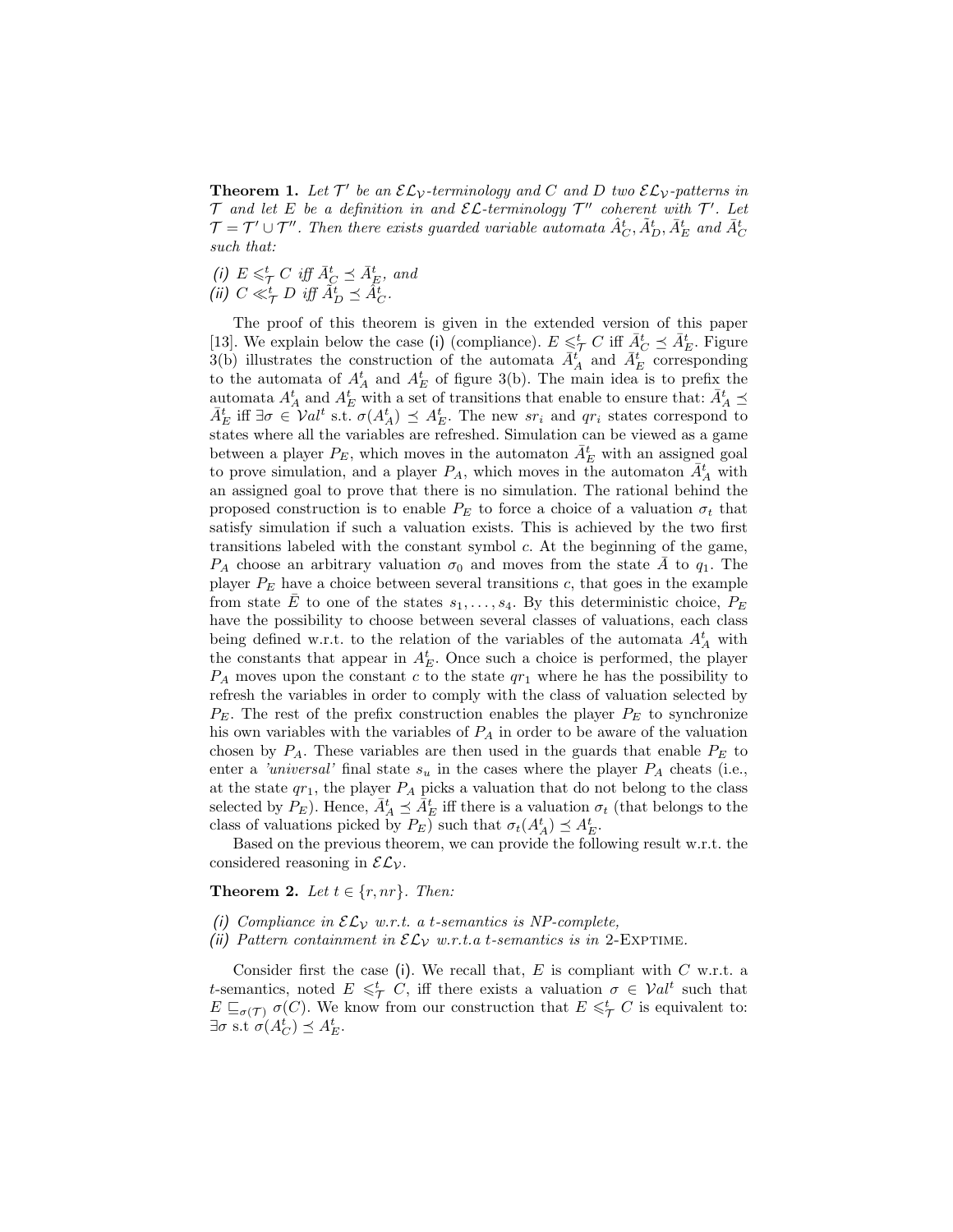**Theorem 1.** *Let $\mathcal{T}'$ be an $\mathcal{EL}_{\mathcal{V}}$-terminology and $C$ and $D$ two $\mathcal{EL}_{\mathcal{V}}$-patterns in $\mathcal{T}$ and let $E$ be a definition in and $\mathcal{EL}$-terminology $\mathcal{T}''$ coherent with $\mathcal{T}'$. Let $\mathcal{T} = \mathcal{T}' \cup \mathcal{T}''$. Then there exists guarded variable automata $\hat{A}^t_C, \tilde{A}^t_D, \bar{A}^t_E$ and $\bar{A}^t_C$ such that:*

*(i) $E \leqslant^t_{\mathcal{T}} C$ iff $\bar{A}^t_C \preceq \bar{A}^t_E$, and*
*(ii) $C \ll^t_{\mathcal{T}} D$ iff $\tilde{A}^t_D \preceq \hat{A}^t_C$.*

The proof of this theorem is given in the extended version of this paper [13]. We explain below the case (i) (compliance). $E \leqslant^t_{\mathcal{T}} C$ iff $\bar{A}^t_C \preceq \bar{A}^t_E$. Figure 3(b) illustrates the construction of the automata $\bar{A}^t_A$ and $\bar{A}^t_E$ corresponding to the automata of $A^t_A$ and $A^t_E$ of figure 3(b). The main idea is to prefix the automata $A^t_A$ and $A^t_E$ with a set of transitions that enable to ensure that: $\bar{A}^t_A \preceq \bar{A}^t_E$ iff $\exists \sigma \in \mathcal{V}al^t$ s.t. $\sigma(A^t_A) \preceq A^t_E$. The new $sr_i$ and $qr_i$ states correspond to states where all the variables are refreshed. Simulation can be viewed as a game between a player $P_E$, which moves in the automaton $\bar{A}^t_E$ with an assigned goal to prove simulation, and a player $P_A$, which moves in the automaton $\bar{A}^t_A$ with an assigned goal to prove that there is no simulation. The rational behind the proposed construction is to enable $P_E$ to force a choice of a valuation $\sigma_t$ that satisfy simulation if such a valuation exists. This is achieved by the two first transitions labeled with the constant symbol $c$. At the beginning of the game, $P_A$ choose an arbitrary valuation $\sigma_0$ and moves from the state $\bar{A}$ to $q_1$. The player $P_E$ have a choice between several transitions $c$, that goes in the example from state $\bar{E}$ to one of the states $s_1, \ldots, s_4$. By this deterministic choice, $P_E$ have the possibility to choose between several classes of valuations, each class being defined w.r.t. to the relation of the variables of the automata $A^t_A$ with the constants that appear in $A^t_E$. Once such a choice is performed, the player $P_A$ moves upon the constant $c$ to the state $qr_1$ where he has the possibility to refresh the variables in order to comply with the class of valuation selected by $P_E$. The rest of the prefix construction enables the player $P_E$ to synchronize his own variables with the variables of $P_A$ in order to be aware of the valuation chosen by $P_A$. These variables are then used in the guards that enable $P_E$ to enter a *'universal'* final state $s_u$ in the cases where the player $P_A$ cheats (i.e., at the state $qr_1$, the player $P_A$ picks a valuation that do not belong to the class selected by $P_E$). Hence, $\bar{A}^t_A \preceq \bar{A}^t_E$ iff there is a valuation $\sigma_t$ (that belongs to the class of valuations picked by $P_E$) such that $\sigma_t(A^t_A) \preceq A^t_E$.

Based on the previous theorem, we can provide the following result w.r.t. the considered reasoning in $\mathcal{EL}_{\mathcal{V}}$.

**Theorem 2.** *Let $t \in \{r, nr\}$. Then:*

*(i) Compliance in $\mathcal{EL}_{\mathcal{V}}$ w.r.t. a t-semantics is NP-complete,*
*(ii) Pattern containment in $\mathcal{EL}_{\mathcal{V}}$ w.r.t.a t-semantics is in 2-*EXPTIME*.*

Consider first the case (i). We recall that, $E$ is compliant with $C$ w.r.t. a $t$-semantics, noted $E \leqslant^t_{\mathcal{T}} C$, iff there exists a valuation $\sigma \in \mathcal{V}al^t$ such that $E \sqsubseteq_{\sigma(\mathcal{T})} \sigma(C)$. We know from our construction that $E \leqslant^t_{\mathcal{T}} C$ is equivalent to: $\exists \sigma$ s.t $\sigma(A^t_C) \preceq A^t_E$.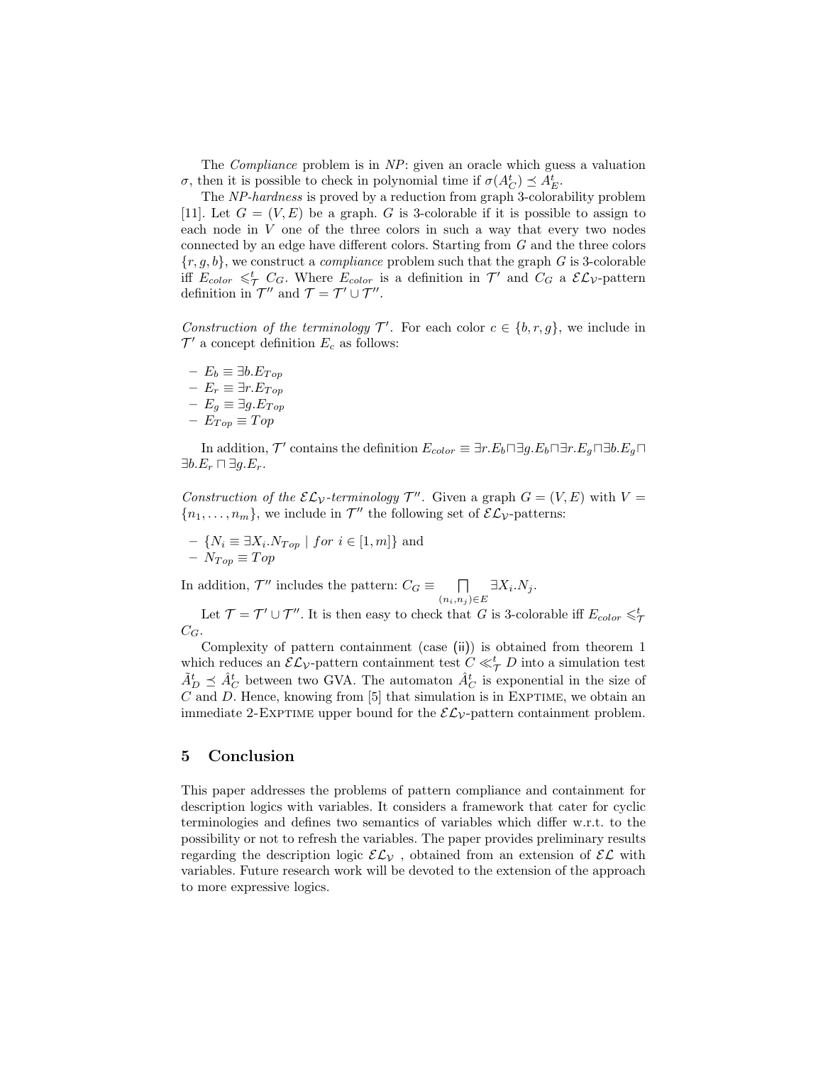The *Compliance* problem is in *NP*: given an oracle which guess a valuation $\sigma$, then it is possible to check in polynomial time if $\sigma(A_C^t) \preceq A_E^t$.

The *NP-hardness* is proved by a reduction from graph 3-colorability problem [11]. Let $G = (V, E)$ be a graph. $G$ is 3-colorable if it is possible to assign to each node in $V$ one of the three colors in such a way that every two nodes connected by an edge have different colors. Starting from $G$ and the three colors $\{r, g, b\}$, we construct a *compliance* problem such that the graph $G$ is 3-colorable iff $E_{color} \leqslant_{\mathcal{T}}^t C_G$. Where $E_{color}$ is a definition in $\mathcal{T}'$ and $C_G$ a $\mathcal{EL}_\mathcal{V}$-pattern definition in $\mathcal{T}''$ and $\mathcal{T} = \mathcal{T}' \cup \mathcal{T}''$.

*Construction of the terminology* $\mathcal{T}'$. For each color $c \in \{b, r, g\}$, we include in $\mathcal{T}'$ a concept definition $E_c$ as follows:

- $E_b \equiv \exists b.E_{Top}$
- $E_r \equiv \exists r.E_{Top}$
- $E_g \equiv \exists g.E_{Top}$
- $E_{Top} \equiv Top$

In addition, $\mathcal{T}'$ contains the definition $E_{color} \equiv \exists r.E_b \sqcap \exists g.E_b \sqcap \exists r.E_g \sqcap \exists b.E_g \sqcap \exists b.E_r \sqcap \exists g.E_r$.

*Construction of the* $\mathcal{EL}_\mathcal{V}$*-terminology* $\mathcal{T}''$. Given a graph $G = (V, E)$ with $V = \{n_1, \ldots, n_m\}$, we include in $\mathcal{T}''$ the following set of $\mathcal{EL}_\mathcal{V}$-patterns:

- $\{N_i \equiv \exists X_i.N_{Top} \mid for\ i \in [1, m]\}$ and
- $N_{Top} \equiv Top$

In addition, $\mathcal{T}''$ includes the pattern: $C_G \equiv \displaystyle\bigsqcap_{(n_i, n_j) \in E} \exists X_i.N_j$.

Let $\mathcal{T} = \mathcal{T}' \cup \mathcal{T}''$. It is then easy to check that $G$ is 3-colorable iff $E_{color} \leqslant_{\mathcal{T}}^t C_G$.

Complexity of pattern containment (case (ii)) is obtained from theorem 1 which reduces an $\mathcal{EL}_\mathcal{V}$-pattern containment test $C \ll_{\mathcal{T}}^t D$ into a simulation test $\tilde{A}_D^t \preceq \hat{A}_C^t$ between two GVA. The automaton $\hat{A}_C^t$ is exponential in the size of $C$ and $D$. Hence, knowing from [5] that simulation is in EXPTIME, we obtain an immediate 2-EXPTIME upper bound for the $\mathcal{EL}_\mathcal{V}$-pattern containment problem.

## 5 Conclusion

This paper addresses the problems of pattern compliance and containment for description logics with variables. It considers a framework that cater for cyclic terminologies and defines two semantics of variables which differ w.r.t. to the possibility or not to refresh the variables. The paper provides preliminary results regarding the description logic $\mathcal{EL}_\mathcal{V}$ , obtained from an extension of $\mathcal{EL}$ with variables. Future research work will be devoted to the extension of the approach to more expressive logics.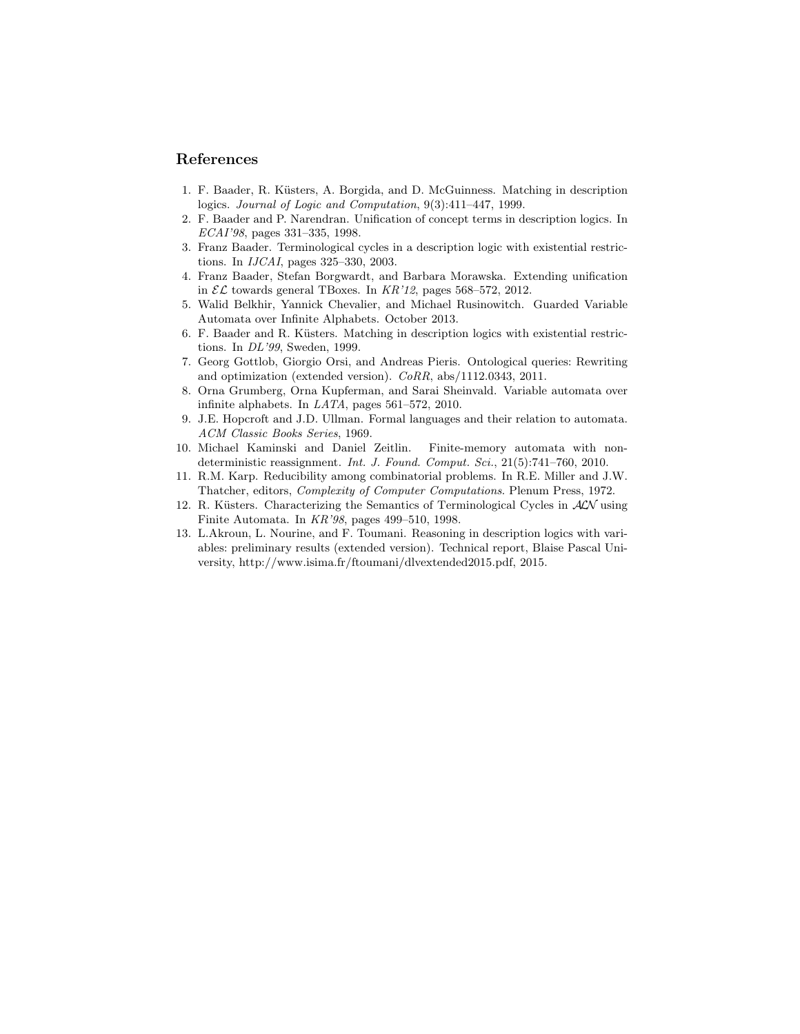## References

1. F. Baader, R. Küsters, A. Borgida, and D. McGuinness. Matching in description logics. *Journal of Logic and Computation*, 9(3):411–447, 1999.
2. F. Baader and P. Narendran. Unification of concept terms in description logics. In *ECAI'98*, pages 331–335, 1998.
3. Franz Baader. Terminological cycles in a description logic with existential restrictions. In *IJCAI*, pages 325–330, 2003.
4. Franz Baader, Stefan Borgwardt, and Barbara Morawska. Extending unification in $\mathcal{EL}$ towards general TBoxes. In *KR'12*, pages 568–572, 2012.
5. Walid Belkhir, Yannick Chevalier, and Michael Rusinowitch. Guarded Variable Automata over Infinite Alphabets. October 2013.
6. F. Baader and R. Küsters. Matching in description logics with existential restrictions. In *DL'99*, Sweden, 1999.
7. Georg Gottlob, Giorgio Orsi, and Andreas Pieris. Ontological queries: Rewriting and optimization (extended version). *CoRR*, abs/1112.0343, 2011.
8. Orna Grumberg, Orna Kupferman, and Sarai Sheinvald. Variable automata over infinite alphabets. In *LATA*, pages 561–572, 2010.
9. J.E. Hopcroft and J.D. Ullman. Formal languages and their relation to automata. *ACM Classic Books Series*, 1969.
10. Michael Kaminski and Daniel Zeitlin. Finite-memory automata with non-deterministic reassignment. *Int. J. Found. Comput. Sci.*, 21(5):741–760, 2010.
11. R.M. Karp. Reducibility among combinatorial problems. In R.E. Miller and J.W. Thatcher, editors, *Complexity of Computer Computations*. Plenum Press, 1972.
12. R. Küsters. Characterizing the Semantics of Terminological Cycles in $\mathcal{ALN}$ using Finite Automata. In *KR'98*, pages 499–510, 1998.
13. L.Akroun, L. Nourine, and F. Toumani. Reasoning in description logics with variables: preliminary results (extended version). Technical report, Blaise Pascal University, http://www.isima.fr/ftoumani/dlvextended2015.pdf, 2015.